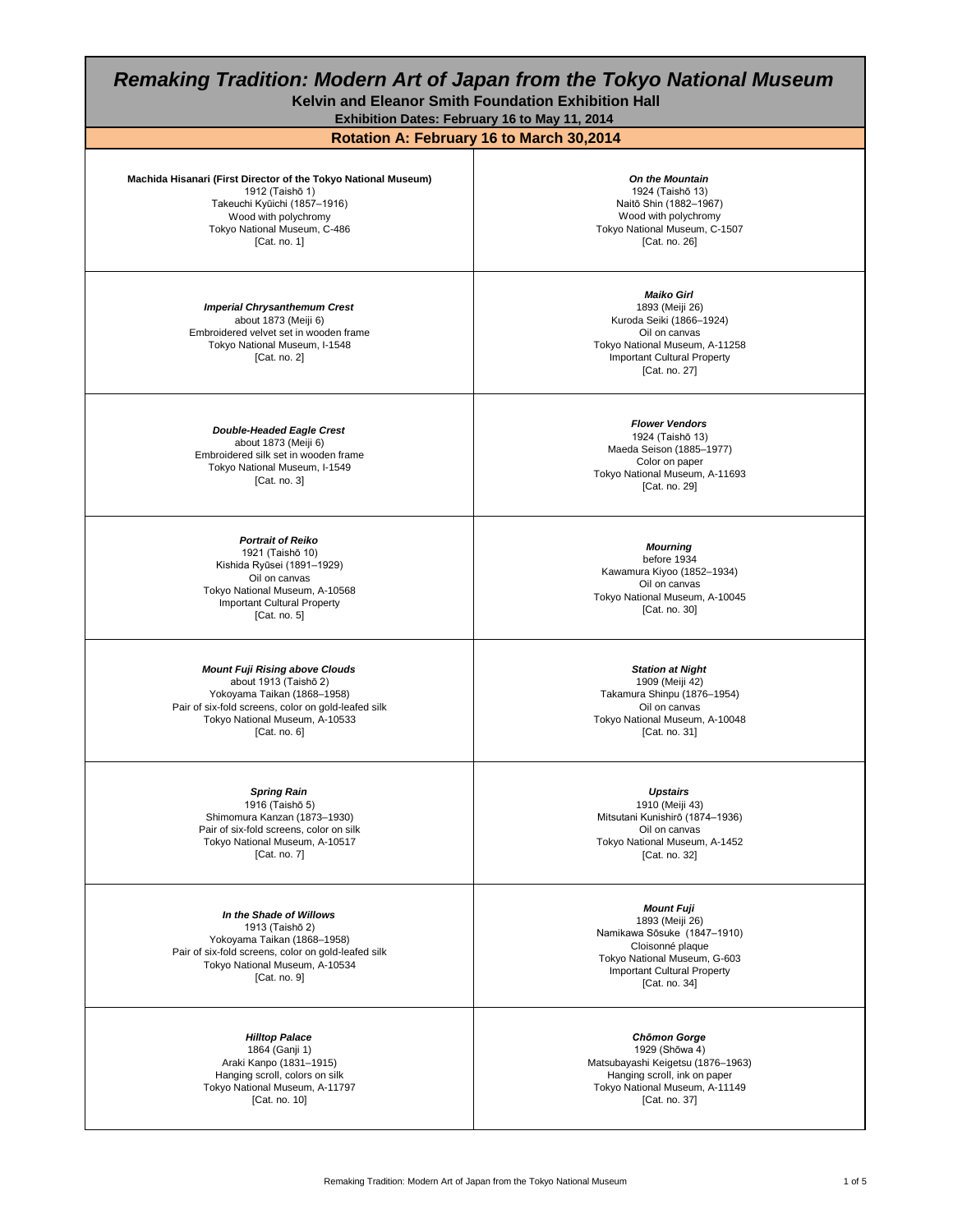# *Remaking Tradition: Modern Art of Japan from the Tokyo National Museum*

**Kelvin and Eleanor Smith Foundation Exhibition Hall**

**Exhibition Dates: February 16 to May 11, 2014**

## Rotation A: February 16 to March 30,2014

| | |
|---|---|
| **Machida Hisanari (First Director of the Tokyo National Museum)**<br>1912 (Taishō 1)<br>Takeuchi Kyūichi (1857–1916)<br>Wood with polychromy<br>Tokyo National Museum, C-486<br>[Cat. no. 1] | ***On the Mountain***<br>1924 (Taishō 13)<br>Naitō Shin (1882–1967)<br>Wood with polychromy<br>Tokyo National Museum, C-1507<br>[Cat. no. 26] |
| ***Imperial Chrysanthemum Crest***<br>about 1873 (Meiji 6)<br>Embroidered velvet set in wooden frame<br>Tokyo National Museum, I-1548<br>[Cat. no. 2] | ***Maiko Girl***<br>1893 (Meiji 26)<br>Kuroda Seiki (1866–1924)<br>Oil on canvas<br>Tokyo National Museum, A-11258<br>Important Cultural Property<br>[Cat. no. 27] |
| ***Double-Headed Eagle Crest***<br>about 1873 (Meiji 6)<br>Embroidered silk set in wooden frame<br>Tokyo National Museum, I-1549<br>[Cat. no. 3] | ***Flower Vendors***<br>1924 (Taishō 13)<br>Maeda Seison (1885–1977)<br>Color on paper<br>Tokyo National Museum, A-11693<br>[Cat. no. 29] |
| ***Portrait of Reiko***<br>1921 (Taishō 10)<br>Kishida Ryūsei (1891–1929)<br>Oil on canvas<br>Tokyo National Museum, A-10568<br>Important Cultural Property<br>[Cat. no. 5] | ***Mourning***<br>before 1934<br>Kawamura Kiyoo (1852–1934)<br>Oil on canvas<br>Tokyo National Museum, A-10045<br>[Cat. no. 30] |
| ***Mount Fuji Rising above Clouds***<br>about 1913 (Taishō 2)<br>Yokoyama Taikan (1868–1958)<br>Pair of six-fold screens, color on gold-leafed silk<br>Tokyo National Museum, A-10533<br>[Cat. no. 6] | ***Station at Night***<br>1909 (Meiji 42)<br>Takamura Shinpu (1876–1954)<br>Oil on canvas<br>Tokyo National Museum, A-10048<br>[Cat. no. 31] |
| ***Spring Rain***<br>1916 (Taishō 5)<br>Shimomura Kanzan (1873–1930)<br>Pair of six-fold screens, color on silk<br>Tokyo National Museum, A-10517<br>[Cat. no. 7] | ***Upstairs***<br>1910 (Meiji 43)<br>Mitsutani Kunishirō (1874–1936)<br>Oil on canvas<br>Tokyo National Museum, A-1452<br>[Cat. no. 32] |
| ***In the Shade of Willows***<br>1913 (Taishō 2)<br>Yokoyama Taikan (1868–1958)<br>Pair of six-fold screens, color on gold-leafed silk<br>Tokyo National Museum, A-10534<br>[Cat. no. 9] | ***Mount Fuji***<br>1893 (Meiji 26)<br>Namikawa Sōsuke (1847–1910)<br>Cloisonné plaque<br>Tokyo National Museum, G-603<br>Important Cultural Property<br>[Cat. no. 34] |
| ***Hilltop Palace***<br>1864 (Ganji 1)<br>Araki Kanpo (1831–1915)<br>Hanging scroll, colors on silk<br>Tokyo National Museum, A-11797<br>[Cat. no. 10] | ***Chōmon Gorge***<br>1929 (Shōwa 4)<br>Matsubayashi Keigetsu (1876–1963)<br>Hanging scroll, ink on paper<br>Tokyo National Museum, A-11149<br>[Cat. no. 37] |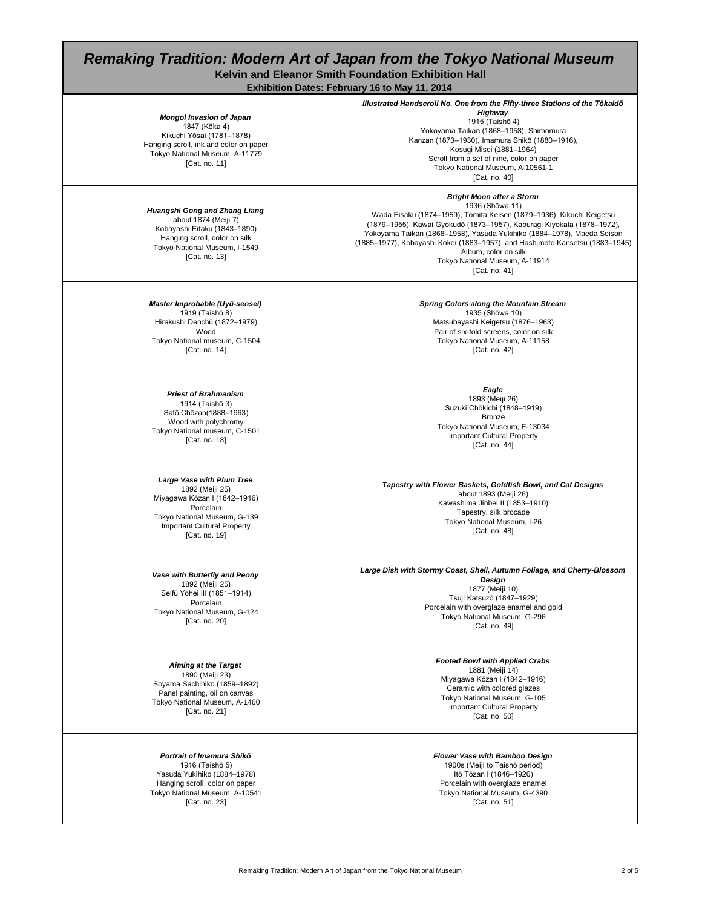# Remaking Tradition: Modern Art of Japan from the Tokyo National Museum

**Kelvin and Eleanor Smith Foundation Exhibition Hall**

**Exhibition Dates: February 16 to May 11, 2014**

| | |
|---|---|
| ***Mongol Invasion of Japan***<br>1847 (Kōka 4)<br>Kikuchi Yōsai (1781–1878)<br>Hanging scroll, ink and color on paper<br>Tokyo National Museum, A-11779<br>[Cat. no. 11] | ***Illustrated Handscroll No. One from the Fifty-three Stations of the Tōkaidō Highway***<br>1915 (Taishō 4)<br>Yokoyama Taikan (1868–1958), Shimomura Kanzan (1873–1930), Imamura Shikō (1880–1916), Kosugi Misei (1881–1964)<br>Scroll from a set of nine, color on paper<br>Tokyo National Museum, A-10561-1<br>[Cat. no. 40] |
| ***Huangshi Gong and Zhang Liang***<br>about 1874 (Meiji 7)<br>Kobayashi Eitaku (1843–1890)<br>Hanging scroll, color on silk<br>Tokyo National Museum, I-1549<br>[Cat. no. 13] | ***Bright Moon after a Storm***<br>1936 (Shōwa 11)<br>Wada Eisaku (1874–1959), Tomita Keisen (1879–1936), Kikuchi Keigetsu (1879–1955), Kawai Gyokudō (1873–1957), Kaburagi Kiyokata (1878–1972), Yokoyama Taikan (1868–1958), Yasuda Yukihiko (1884–1978), Maeda Seison (1885–1977), Kobayashi Kokei (1883–1957), and Hashimoto Kansetsu (1883–1945)<br>Album, color on silk<br>Tokyo National Museum, A-11914<br>[Cat. no. 41] |
| ***Master Improbable (Uyū-sensei)***<br>1919 (Taishō 8)<br>Hirakushi Denchū (1872–1979)<br>Wood<br>Tokyo National museum, C-1504<br>[Cat. no. 14] | ***Spring Colors along the Mountain Stream***<br>1935 (Shōwa 10)<br>Matsubayashi Keigetsu (1876–1963)<br>Pair of six-fold screens, color on silk<br>Tokyo National Museum, A-11158<br>[Cat. no. 42] |
| ***Priest of Brahmanism***<br>1914 (Taishō 3)<br>Satō Chōzan(1888–1963)<br>Wood with polychromy<br>Tokyo National museum, C-1501<br>[Cat. no. 18] | ***Eagle***<br>1893 (Meiji 26)<br>Suzuki Chōkichi (1848–1919)<br>Bronze<br>Tokyo National Museum, E-13034<br>Important Cultural Property<br>[Cat. no. 44] |
| ***Large Vase with Plum Tree***<br>1892 (Meiji 25)<br>Miyagawa Kōzan I (1842–1916)<br>Porcelain<br>Tokyo National Museum, G-139<br>Important Cultural Property<br>[Cat. no. 19] | ***Tapestry with Flower Baskets, Goldfish Bowl, and Cat Designs***<br>about 1893 (Meiji 26)<br>Kawashima Jinbei II (1853–1910)<br>Tapestry, silk brocade<br>Tokyo National Museum, I-26<br>[Cat. no. 48] |
| ***Vase with Butterfly and Peony***<br>1892 (Meiji 25)<br>Seifū Yohei III (1851–1914)<br>Porcelain<br>Tokyo National Museum, G-124<br>[Cat. no. 20] | ***Large Dish with Stormy Coast, Shell, Autumn Foliage, and Cherry-Blossom Design***<br>1877 (Meiji 10)<br>Tsuji Katsuzō (1847–1929)<br>Porcelain with overglaze enamel and gold<br>Tokyo National Museum, G-296<br>[Cat. no. 49] |
| ***Aiming at the Target***<br>1890 (Meiji 23)<br>Soyama Sachihiko (1859–1892)<br>Panel painting, oil on canvas<br>Tokyo National Museum, A-1460<br>[Cat. no. 21] | ***Footed Bowl with Applied Crabs***<br>1881 (Meiji 14)<br>Miyagawa Kōzan I (1842–1916)<br>Ceramic with colored glazes<br>Tokyo National Museum, G-105<br>Important Cultural Property<br>[Cat. no. 50] |
| ***Portrait of Imamura Shikō***<br>1916 (Taishō 5)<br>Yasuda Yukihiko (1884–1978)<br>Hanging scroll, color on paper<br>Tokyo National Museum, A-10541<br>[Cat. no. 23] | ***Flower Vase with Bamboo Design***<br>1900s (Meiji to Taishō period)<br>Itō Tōzan I (1846–1920)<br>Porcelain with overglaze enamel<br>Tokyo National Museum, G-4390<br>[Cat. no. 51] |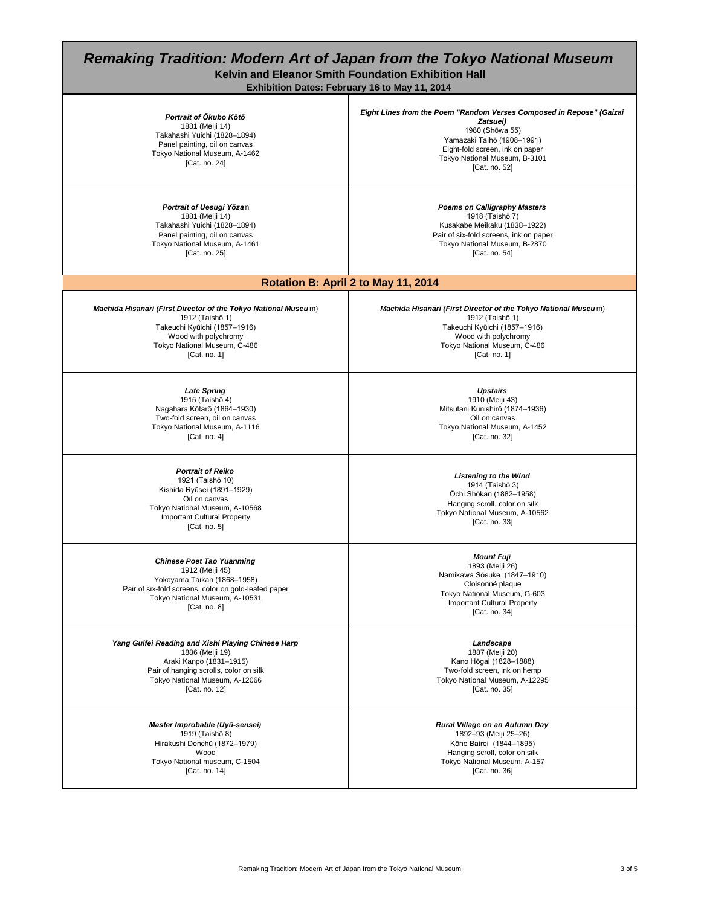# *Remaking Tradition: Modern Art of Japan from the Tokyo National Museum*

**Kelvin and Eleanor Smith Foundation Exhibition Hall**

**Exhibition Dates: February 16 to May 11, 2014**

| | |
|---|---|
| ***Portrait of Ōkubo Kōtō***<br>1881 (Meiji 14)<br>Takahashi Yuichi (1828–1894)<br>Panel painting, oil on canvas<br>Tokyo National Museum, A-1462<br>[Cat. no. 24] | ***Eight Lines from the Poem "Random Verses Composed in Repose" (Gaizai Zatsuei)***<br>1980 (Shōwa 55)<br>Yamazaki Taihō (1908–1991)<br>Eight-fold screen, ink on paper<br>Tokyo National Museum, B-3101<br>[Cat. no. 52] |
| ***Portrait of Uesugi Yōzan***<br>1881 (Meiji 14)<br>Takahashi Yuichi (1828–1894)<br>Panel painting, oil on canvas<br>Tokyo National Museum, A-1461<br>[Cat. no. 25] | ***Poems on Calligraphy Masters***<br>1918 (Taishō 7)<br>Kusakabe Meikaku (1838–1922)<br>Pair of six-fold screens, ink on paper<br>Tokyo National Museum, B-2870<br>[Cat. no. 54] |

## Rotation B: April 2 to May 11, 2014

| | |
|---|---|
| ***Machida Hisanari (First Director of the Tokyo National Museum)***<br>1912 (Taishō 1)<br>Takeuchi Kyūichi (1857–1916)<br>Wood with polychromy<br>Tokyo National Museum, C-486<br>[Cat. no. 1] | ***Machida Hisanari (First Director of the Tokyo National Museum)***<br>1912 (Taishō 1)<br>Takeuchi Kyūichi (1857–1916)<br>Wood with polychromy<br>Tokyo National Museum, C-486<br>[Cat. no. 1] |
| ***Late Spring***<br>1915 (Taishō 4)<br>Nagahara Kōtarō (1864–1930)<br>Two-fold screen, oil on canvas<br>Tokyo National Museum, A-1116<br>[Cat. no. 4] | ***Upstairs***<br>1910 (Meiji 43)<br>Mitsutani Kunishirō (1874–1936)<br>Oil on canvas<br>Tokyo National Museum, A-1452<br>[Cat. no. 32] |
| ***Portrait of Reiko***<br>1921 (Taishō 10)<br>Kishida Ryūsei (1891–1929)<br>Oil on canvas<br>Tokyo National Museum, A-10568<br>Important Cultural Property<br>[Cat. no. 5] | ***Listening to the Wind***<br>1914 (Taishō 3)<br>Ōchi Shōkan (1882–1958)<br>Hanging scroll, color on silk<br>Tokyo National Museum, A-10562<br>[Cat. no. 33] |
| ***Chinese Poet Tao Yuanming***<br>1912 (Meiji 45)<br>Yokoyama Taikan (1868–1958)<br>Pair of six-fold screens, color on gold-leafed paper<br>Tokyo National Museum, A-10531<br>[Cat. no. 8] | ***Mount Fuji***<br>1893 (Meiji 26)<br>Namikawa Sōsuke (1847–1910)<br>Cloisonné plaque<br>Tokyo National Museum, G-603<br>Important Cultural Property<br>[Cat. no. 34] |
| ***Yang Guifei Reading and Xishi Playing Chinese Harp***<br>1886 (Meiji 19)<br>Araki Kanpo (1831–1915)<br>Pair of hanging scrolls, color on silk<br>Tokyo National Museum, A-12066<br>[Cat. no. 12] | ***Landscape***<br>1887 (Meiji 20)<br>Kano Hōgai (1828–1888)<br>Two-fold screen, ink on hemp<br>Tokyo National Museum, A-12295<br>[Cat. no. 35] |
| ***Master Improbable (Uyū-sensei)***<br>1919 (Taishō 8)<br>Hirakushi Denchū (1872–1979)<br>Wood<br>Tokyo National museum, C-1504<br>[Cat. no. 14] | ***Rural Village on an Autumn Day***<br>1892–93 (Meiji 25–26)<br>Kōno Bairei (1844–1895)<br>Hanging scroll, color on silk<br>Tokyo National Museum, A-157<br>[Cat. no. 36] |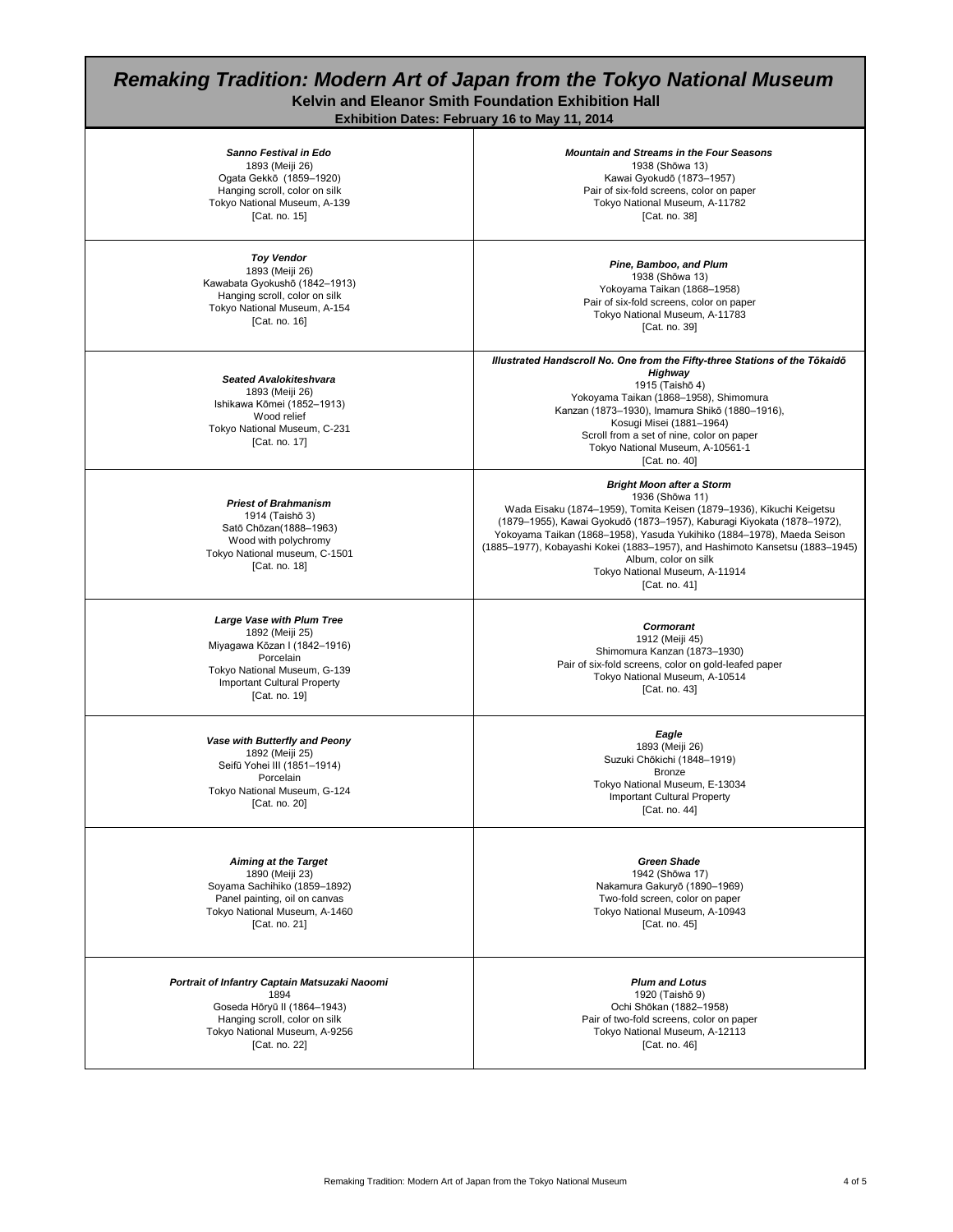# *Remaking Tradition: Modern Art of Japan from the Tokyo National Museum*

**Kelvin and Eleanor Smith Foundation Exhibition Hall**

**Exhibition Dates: February 16 to May 11, 2014**

| | |
|---|---|
| ***Sanno Festival in Edo***<br>1893 (Meiji 26)<br>Ogata Gekkō (1859–1920)<br>Hanging scroll, color on silk<br>Tokyo National Museum, A-139<br>[Cat. no. 15] | ***Mountain and Streams in the Four Seasons***<br>1938 (Shōwa 13)<br>Kawai Gyokudō (1873–1957)<br>Pair of six-fold screens, color on paper<br>Tokyo National Museum, A-11782<br>[Cat. no. 38] |
| ***Toy Vendor***<br>1893 (Meiji 26)<br>Kawabata Gyokushō (1842–1913)<br>Hanging scroll, color on silk<br>Tokyo National Museum, A-154<br>[Cat. no. 16] | ***Pine, Bamboo, and Plum***<br>1938 (Shōwa 13)<br>Yokoyama Taikan (1868–1958)<br>Pair of six-fold screens, color on paper<br>Tokyo National Museum, A-11783<br>[Cat. no. 39] |
| ***Seated Avalokiteshvara***<br>1893 (Meiji 26)<br>Ishikawa Kōmei (1852–1913)<br>Wood relief<br>Tokyo National Museum, C-231<br>[Cat. no. 17] | ***Illustrated Handscroll No. One from the Fifty-three Stations of the Tōkaidō Highway***<br>1915 (Taishō 4)<br>Yokoyama Taikan (1868–1958), Shimomura Kanzan (1873–1930), Imamura Shikō (1880–1916), Kosugi Misei (1881–1964)<br>Scroll from a set of nine, color on paper<br>Tokyo National Museum, A-10561-1<br>[Cat. no. 40] |
| ***Priest of Brahmanism***<br>1914 (Taishō 3)<br>Satō Chōzan(1888–1963)<br>Wood with polychromy<br>Tokyo National museum, C-1501<br>[Cat. no. 18] | ***Bright Moon after a Storm***<br>1936 (Shōwa 11)<br>Wada Eisaku (1874–1959), Tomita Keisen (1879–1936), Kikuchi Keigetsu (1879–1955), Kawai Gyokudō (1873–1957), Kaburagi Kiyokata (1878–1972), Yokoyama Taikan (1868–1958), Yasuda Yukihiko (1884–1978), Maeda Seison (1885–1977), Kobayashi Kokei (1883–1957), and Hashimoto Kansetsu (1883–1945)<br>Album, color on silk<br>Tokyo National Museum, A-11914<br>[Cat. no. 41] |
| ***Large Vase with Plum Tree***<br>1892 (Meiji 25)<br>Miyagawa Kōzan I (1842–1916)<br>Porcelain<br>Tokyo National Museum, G-139<br>Important Cultural Property<br>[Cat. no. 19] | ***Cormorant***<br>1912 (Meiji 45)<br>Shimomura Kanzan (1873–1930)<br>Pair of six-fold screens, color on gold-leafed paper<br>Tokyo National Museum, A-10514<br>[Cat. no. 43] |
| ***Vase with Butterfly and Peony***<br>1892 (Meiji 25)<br>Seifū Yohei III (1851–1914)<br>Porcelain<br>Tokyo National Museum, G-124<br>[Cat. no. 20] | ***Eagle***<br>1893 (Meiji 26)<br>Suzuki Chōkichi (1848–1919)<br>Bronze<br>Tokyo National Museum, E-13034<br>Important Cultural Property<br>[Cat. no. 44] |
| ***Aiming at the Target***<br>1890 (Meiji 23)<br>Soyama Sachihiko (1859–1892)<br>Panel painting, oil on canvas<br>Tokyo National Museum, A-1460<br>[Cat. no. 21] | ***Green Shade***<br>1942 (Shōwa 17)<br>Nakamura Gakuryō (1890–1969)<br>Two-fold screen, color on paper<br>Tokyo National Museum, A-10943<br>[Cat. no. 45] |
| ***Portrait of Infantry Captain Matsuzaki Naoomi***<br>1894<br>Goseda Hōryū II (1864–1943)<br>Hanging scroll, color on silk<br>Tokyo National Museum, A-9256<br>[Cat. no. 22] | ***Plum and Lotus***<br>1920 (Taishō 9)<br>Ochi Shōkan (1882–1958)<br>Pair of two-fold screens, color on paper<br>Tokyo National Museum, A-12113<br>[Cat. no. 46] |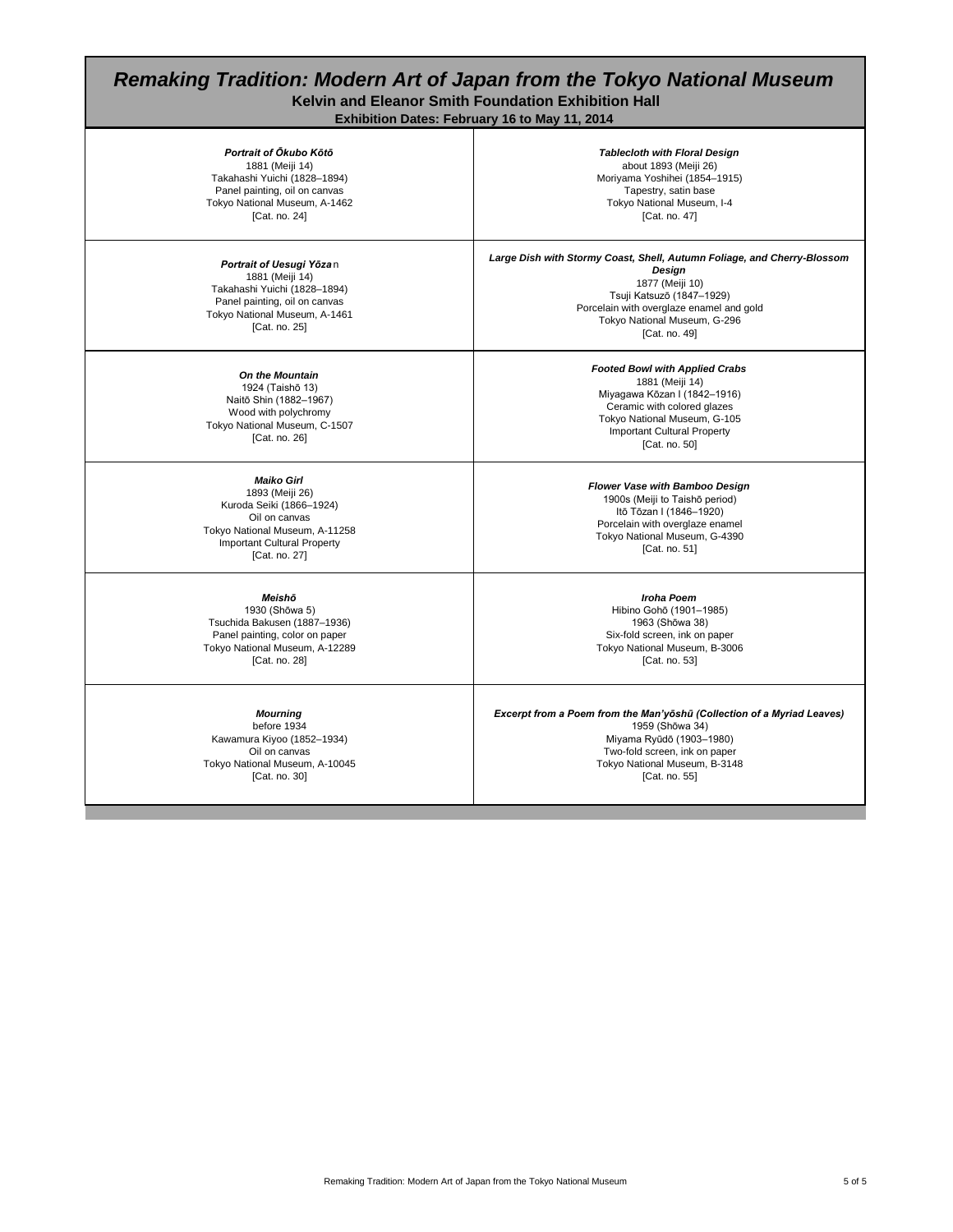# *Remaking Tradition: Modern Art of Japan from the Tokyo National Museum*

**Kelvin and Eleanor Smith Foundation Exhibition Hall**

**Exhibition Dates: February 16 to May 11, 2014**

| | |
|---|---|
| ***Portrait of Ōkubo Kōtō***<br>1881 (Meiji 14)<br>Takahashi Yuichi (1828–1894)<br>Panel painting, oil on canvas<br>Tokyo National Museum, A-1462<br>[Cat. no. 24] | ***Tablecloth with Floral Design***<br>about 1893 (Meiji 26)<br>Moriyama Yoshihei (1854–1915)<br>Tapestry, satin base<br>Tokyo National Museum, I-4<br>[Cat. no. 47] |
| ***Portrait of Uesugi Yōzan***<br>1881 (Meiji 14)<br>Takahashi Yuichi (1828–1894)<br>Panel painting, oil on canvas<br>Tokyo National Museum, A-1461<br>[Cat. no. 25] | ***Large Dish with Stormy Coast, Shell, Autumn Foliage, and Cherry-Blossom Design***<br>1877 (Meiji 10)<br>Tsuji Katsuzō (1847–1929)<br>Porcelain with overglaze enamel and gold<br>Tokyo National Museum, G-296<br>[Cat. no. 49] |
| ***On the Mountain***<br>1924 (Taishō 13)<br>Naitō Shin (1882–1967)<br>Wood with polychromy<br>Tokyo National Museum, C-1507<br>[Cat. no. 26] | ***Footed Bowl with Applied Crabs***<br>1881 (Meiji 14)<br>Miyagawa Kōzan I (1842–1916)<br>Ceramic with colored glazes<br>Tokyo National Museum, G-105<br>Important Cultural Property<br>[Cat. no. 50] |
| ***Maiko Girl***<br>1893 (Meiji 26)<br>Kuroda Seiki (1866–1924)<br>Oil on canvas<br>Tokyo National Museum, A-11258<br>Important Cultural Property<br>[Cat. no. 27] | ***Flower Vase with Bamboo Design***<br>1900s (Meiji to Taishō period)<br>Itō Tōzan I (1846–1920)<br>Porcelain with overglaze enamel<br>Tokyo National Museum, G-4390<br>[Cat. no. 51] |
| ***Meishō***<br>1930 (Shōwa 5)<br>Tsuchida Bakusen (1887–1936)<br>Panel painting, color on paper<br>Tokyo National Museum, A-12289<br>[Cat. no. 28] | ***Iroha Poem***<br>Hibino Gohō (1901–1985)<br>1963 (Shōwa 38)<br>Six-fold screen, ink on paper<br>Tokyo National Museum, B-3006<br>[Cat. no. 53] |
| ***Mourning***<br>before 1934<br>Kawamura Kiyoo (1852–1934)<br>Oil on canvas<br>Tokyo National Museum, A-10045<br>[Cat. no. 30] | ***Excerpt from a Poem from the Man'yōshū (Collection of a Myriad Leaves)***<br>1959 (Shōwa 34)<br>Miyama Ryūdō (1903–1980)<br>Two-fold screen, ink on paper<br>Tokyo National Museum, B-3148<br>[Cat. no. 55] |